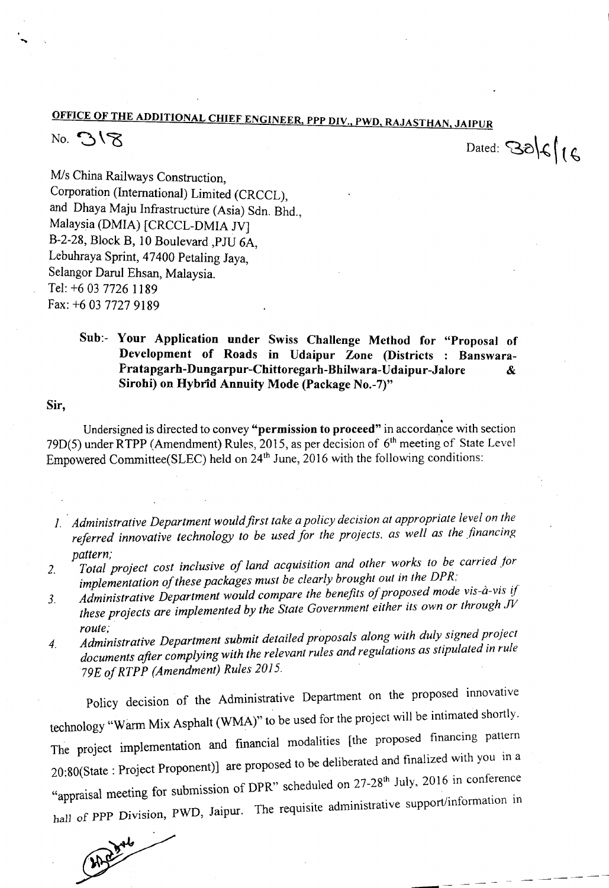## OFFICE OF THE ADDITIONAL CHIEF ENGINEER, PPP DIV., PWD, RAJASTHAN, JAIPUR

No. 318

Dated: 30/6/16

M/s China Railways Construction,
Corporation (International) Limited (CRCCL),
and Dhaya Maju Infrastructure (Asia) Sdn. Bhd.,
Malaysia (DMIA) [CRCCL-DMIA JV]
B-2-28, Block B, 10 Boulevard ,PJU 6A,
Lebuhraya Sprint, 47400 Petaling Jaya,
Selangor Darul Ehsan, Malaysia.
Tel: +6 03 7726 1189
Fax: +6 03 7727 9189

**Sub:- Your Application under Swiss Challenge Method for "Proposal of Development of Roads in Udaipur Zone (Districts : Banswara-Pratapgarh-Dungarpur-Chittoregarh-Bhilwara-Udaipur-Jalore & Sirohi) on Hybrid Annuity Mode (Package No.-7)"**

**Sir,**

Undersigned is directed to convey **"permission to proceed"** in accordance with section 79D(5) under RTPP (Amendment) Rules, 2015, as per decision of 6th meeting of State Level Empowered Committee(SLEC) held on 24th June, 2016 with the following conditions:

1. *Administrative Department would first take a policy decision at appropriate level on the referred innovative technology to be used for the projects, as well as the financing pattern;*
2. *Total project cost inclusive of land acquisition and other works to be carried for implementation of these packages must be clearly brought out in the DPR;*
3. *Administrative Department would compare the benefits of proposed mode vis-à-vis if these projects are implemented by the State Government either its own or through JV route;*
4. *Administrative Department submit detailed proposals along with duly signed project documents after complying with the relevant rules and regulations as stipulated in rule 79E of RTPP (Amendment) Rules 2015.*

Policy decision of the Administrative Department on the proposed innovative technology "Warm Mix Asphalt (WMA)" to be used for the project will be intimated shortly. The project implementation and financial modalities [the proposed financing pattern 20:80(State : Project Proponent)] are proposed to be deliberated and finalized with you in a "appraisal meeting for submission of DPR" scheduled on 27-28th July, 2016 in conference hall of PPP Division, PWD, Jaipur. The requisite administrative support/information in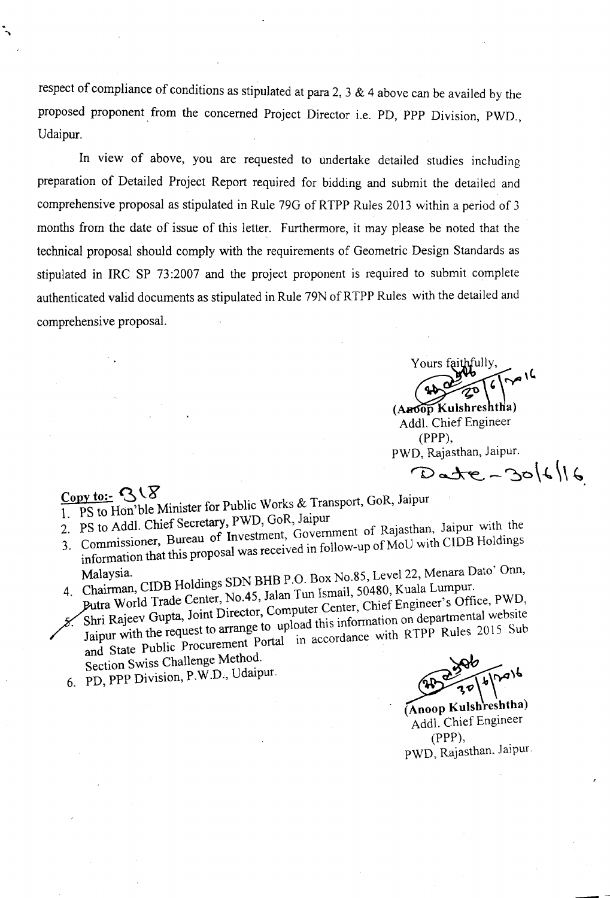respect of compliance of conditions as stipulated at para 2, 3 & 4 above can be availed by the proposed proponent from the concerned Project Director i.e. PD, PPP Division, PWD., Udaipur.

In view of above, you are requested to undertake detailed studies including preparation of Detailed Project Report required for bidding and submit the detailed and comprehensive proposal as stipulated in Rule 79G of RTPP Rules 2013 within a period of 3 months from the date of issue of this letter. Furthermore, it may please be noted that the technical proposal should comply with the requirements of Geometric Design Standards as stipulated in IRC SP 73:2007 and the project proponent is required to submit complete authenticated valid documents as stipulated in Rule 79N of RTPP Rules with the detailed and comprehensive proposal.

Yours faithfully,

30/6/2016

(Anoop Kulshreshtha)
Addl. Chief Engineer
(PPP),
PWD, Rajasthan, Jaipur.

Date - 30/6/16

**Copy to:-** 318

1. PS to Hon'ble Minister for Public Works & Transport, GoR, Jaipur
2. PS to Addl. Chief Secretary, PWD, GoR, Jaipur
3. Commissioner, Bureau of Investment, Government of Rajasthan, Jaipur with the information that this proposal was received in follow-up of MoU with CIDB Holdings Malaysia.
4. Chairman, CIDB Holdings SDN BHB P.O. Box No.85, Level 22, Menara Dato' Onn, Putra World Trade Center, No.45, Jalan Tun Ismail, 50480, Kuala Lumpur.
5. Shri Rajeev Gupta, Joint Director, Computer Center, Chief Engineer's Office, PWD, Jaipur with the request to arrange to upload this information on departmental website and State Public Procurement Portal in accordance with RTPP Rules 2015 Sub Section Swiss Challenge Method.
6. PD, PPP Division, P.W.D., Udaipur.

30/6/2016

(Anoop Kulshreshtha)
Addl. Chief Engineer
(PPP),
PWD, Rajasthan, Jaipur.